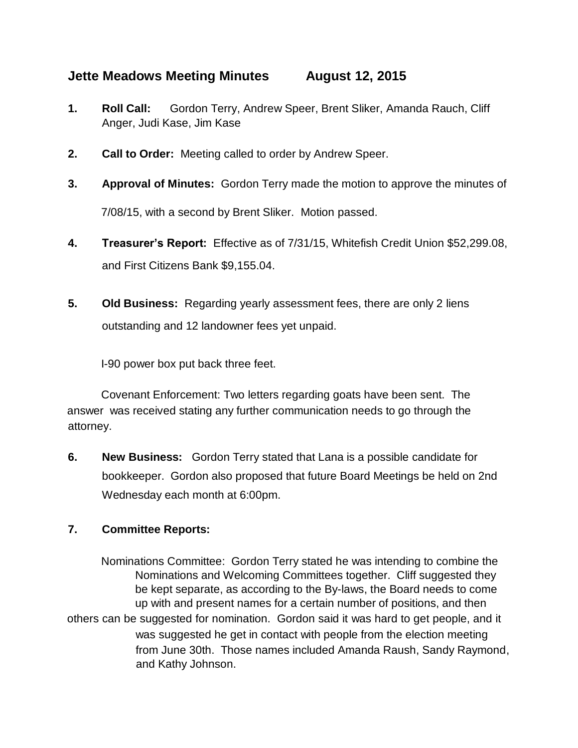# Jette Meadows Meeting Minutes August 12, 2015

1. **Roll Call:** Gordon Terry, Andrew Speer, Brent Sliker, Amanda Rauch, Cliff Anger, Judi Kase, Jim Kase

2. **Call to Order:** Meeting called to order by Andrew Speer.

3. **Approval of Minutes:** Gordon Terry made the motion to approve the minutes of 7/08/15, with a second by Brent Sliker. Motion passed.

4. **Treasurer's Report:** Effective as of 7/31/15, Whitefish Credit Union $52,299.08, and First Citizens Bank $9,155.04.

5. **Old Business:** Regarding yearly assessment fees, there are only 2 liens outstanding and 12 landowner fees yet unpaid.

   I-90 power box put back three feet.

   Covenant Enforcement: Two letters regarding goats have been sent. The answer was received stating any further communication needs to go through the attorney.

6. **New Business:** Gordon Terry stated that Lana is a possible candidate for bookkeeper. Gordon also proposed that future Board Meetings be held on 2nd Wednesday each month at 6:00pm.

7. **Committee Reports:**

   Nominations Committee: Gordon Terry stated he was intending to combine the Nominations and Welcoming Committees together. Cliff suggested they be kept separate, as according to the By-laws, the Board needs to come up with and present names for a certain number of positions, and then others can be suggested for nomination. Gordon said it was hard to get people, and it was suggested he get in contact with people from the election meeting from June 30th. Those names included Amanda Raush, Sandy Raymond, and Kathy Johnson.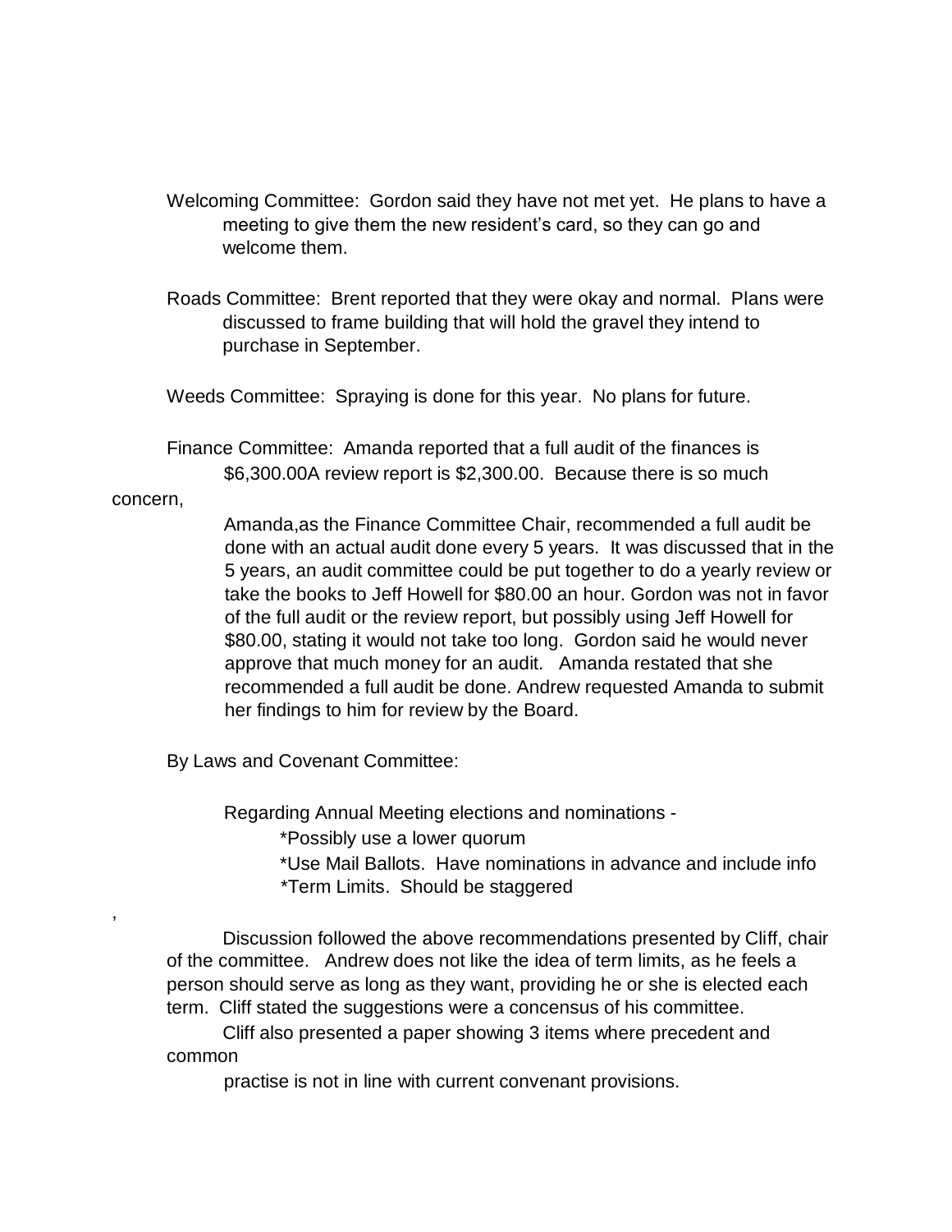Welcoming Committee: Gordon said they have not met yet. He plans to have a meeting to give them the new resident's card, so they can go and welcome them.

Roads Committee: Brent reported that they were okay and normal. Plans were discussed to frame building that will hold the gravel they intend to purchase in September.

Weeds Committee: Spraying is done for this year. No plans for future.

Finance Committee: Amanda reported that a full audit of the finances is $6,300.00A review report is $2,300.00. Because there is so much concern,

Amanda,as the Finance Committee Chair, recommended a full audit be done with an actual audit done every 5 years. It was discussed that in the 5 years, an audit committee could be put together to do a yearly review or take the books to Jeff Howell for $80.00 an hour. Gordon was not in favor of the full audit or the review report, but possibly using Jeff Howell for $80.00, stating it would not take too long. Gordon said he would never approve that much money for an audit. Amanda restated that she recommended a full audit be done. Andrew requested Amanda to submit her findings to him for review by the Board.

By Laws and Covenant Committee:

Regarding Annual Meeting elections and nominations -

*Possibly use a lower quorum
*Use Mail Ballots. Have nominations in advance and include info
*Term Limits. Should be staggered

,

Discussion followed the above recommendations presented by Cliff, chair of the committee. Andrew does not like the idea of term limits, as he feels a person should serve as long as they want, providing he or she is elected each term. Cliff stated the suggestions were a concensus of his committee.

Cliff also presented a paper showing 3 items where precedent and common

practise is not in line with current convenant provisions.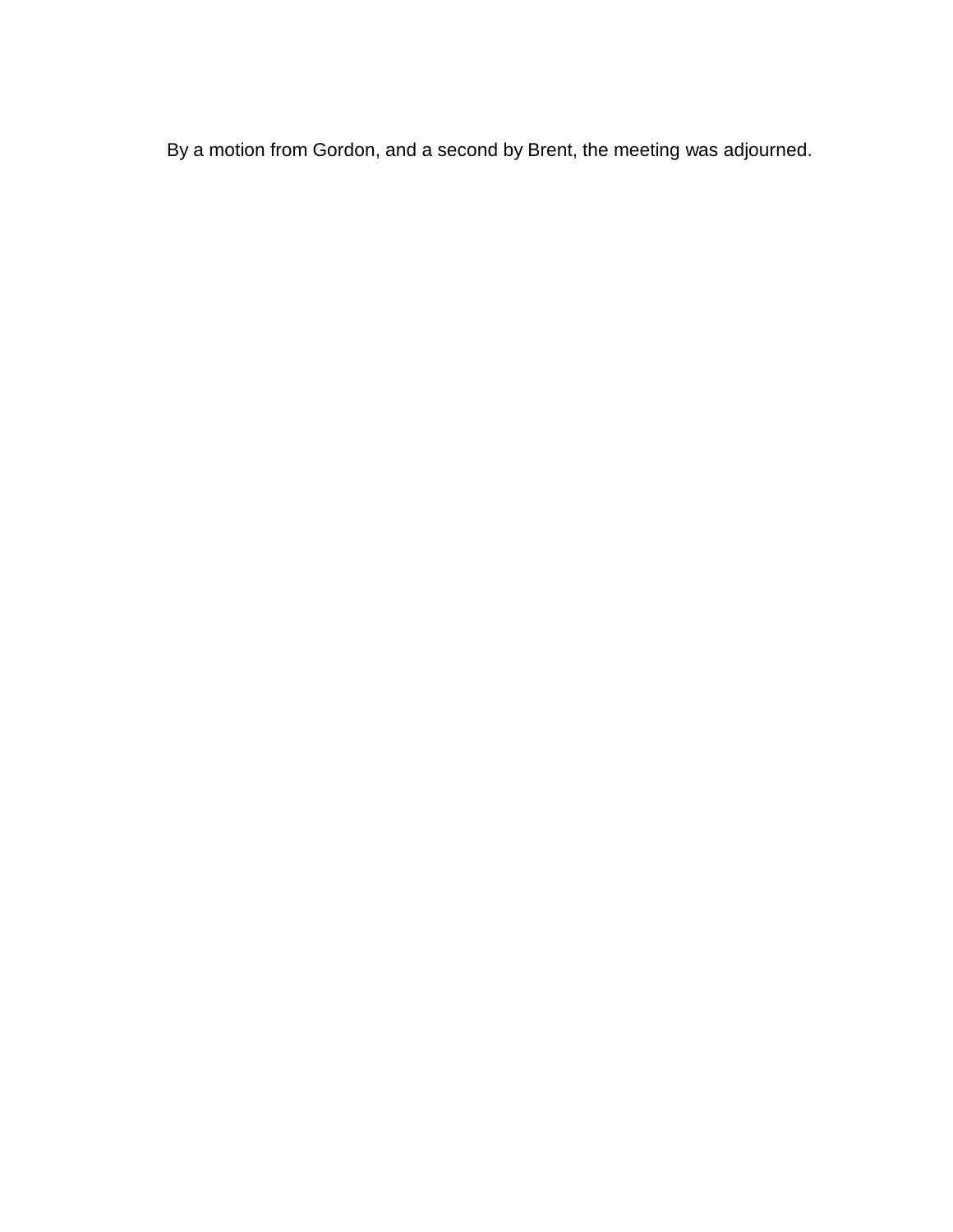By a motion from Gordon, and a second by Brent, the meeting was adjourned.